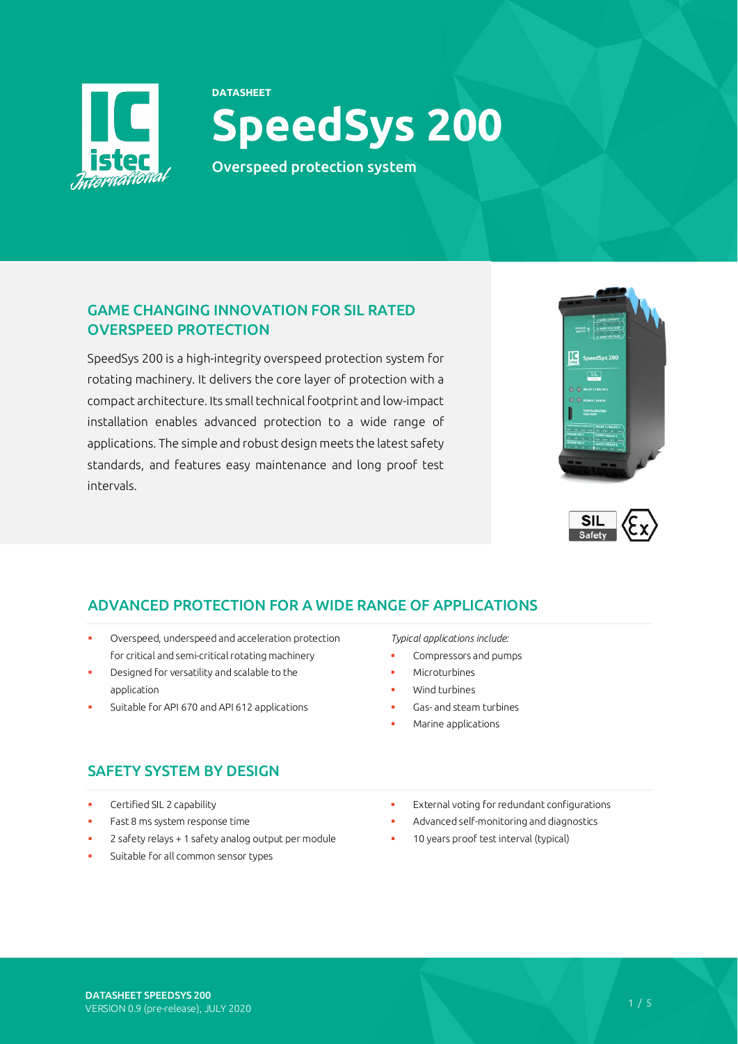DATASHEET

# SpeedSys 200

Overspeed protection system

## GAME CHANGING INNOVATION FOR SIL RATED OVERSPEED PROTECTION

SpeedSys 200 is a high-integrity overspeed protection system for rotating machinery. It delivers the core layer of protection with a compact architecture. Its small technical footprint and low-impact installation enables advanced protection to a wide range of applications. The simple and robust design meets the latest safety standards, and features easy maintenance and long proof test intervals.

## ADVANCED PROTECTION FOR A WIDE RANGE OF APPLICATIONS

- Overspeed, underspeed and acceleration protection for critical and semi-critical rotating machinery
- Designed for versatility and scalable to the application
- Suitable for API 670 and API 612 applications

*Typical applications include:*

- Compressors and pumps
- Microturbines
- Wind turbines
- Gas- and steam turbines
- Marine applications

## SAFETY SYSTEM BY DESIGN

- Certified SIL 2 capability
- Fast 8 ms system response time
- 2 safety relays + 1 safety analog output per module
- Suitable for all common sensor types
- External voting for redundant configurations
- Advanced self-monitoring and diagnostics
- 10 years proof test interval (typical)

DATASHEET SPEEDSYS 200
VERSION 0.9 (pre-release), JULY 2020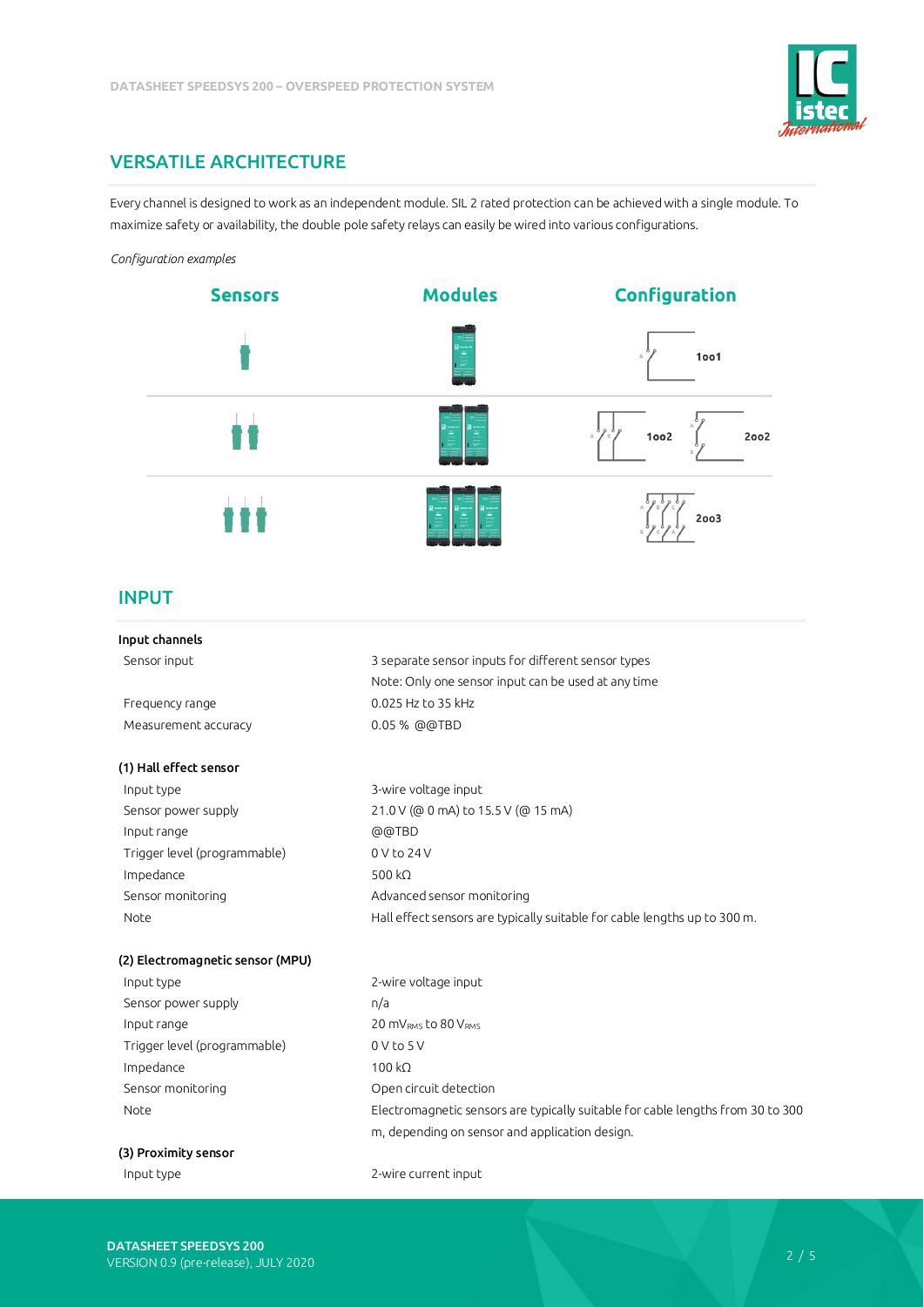## VERSATILE ARCHITECTURE

Every channel is designed to work as an independent module. SIL 2 rated protection can be achieved with a single module. To maximize safety or availability, the double pole safety relays can easily be wired into various configurations.

*Configuration examples*

| Sensors | Modules | Configuration |
|---|---|---|
| 1 | 1 | 1oo1 |
| 2 | 2 | 1oo2, 2oo2 |
| 3 | 3 | 2oo3 |

## INPUT

**Input channels**

| | |
|---|---|
| Sensor input | 3 separate sensor inputs for different sensor types<br>Note: Only one sensor input can be used at any time |
| Frequency range | 0.025 Hz to 35 kHz |
| Measurement accuracy | 0.05 % @@TBD |

**(1) Hall effect sensor**

| | |
|---|---|
| Input type | 3-wire voltage input |
| Sensor power supply | 21.0 V (@ 0 mA) to 15.5 V (@ 15 mA) |
| Input range | @@TBD |
| Trigger level (programmable) | 0 V to 24 V |
| Impedance | 500 kΩ |
| Sensor monitoring | Advanced sensor monitoring |
| Note | Hall effect sensors are typically suitable for cable lengths up to 300 m. |

**(2) Electromagnetic sensor (MPU)**

| | |
|---|---|
| Input type | 2-wire voltage input |
| Sensor power supply | n/a |
| Input range | 20 $mV_{RMS}$ to 80 $V_{RMS}$ |
| Trigger level (programmable) | 0 V to 5 V |
| Impedance | 100 kΩ |
| Sensor monitoring | Open circuit detection |
| Note | Electromagnetic sensors are typically suitable for cable lengths from 30 to 300 m, depending on sensor and application design. |

**(3) Proximity sensor**

| | |
|---|---|
| Input type | 2-wire current input |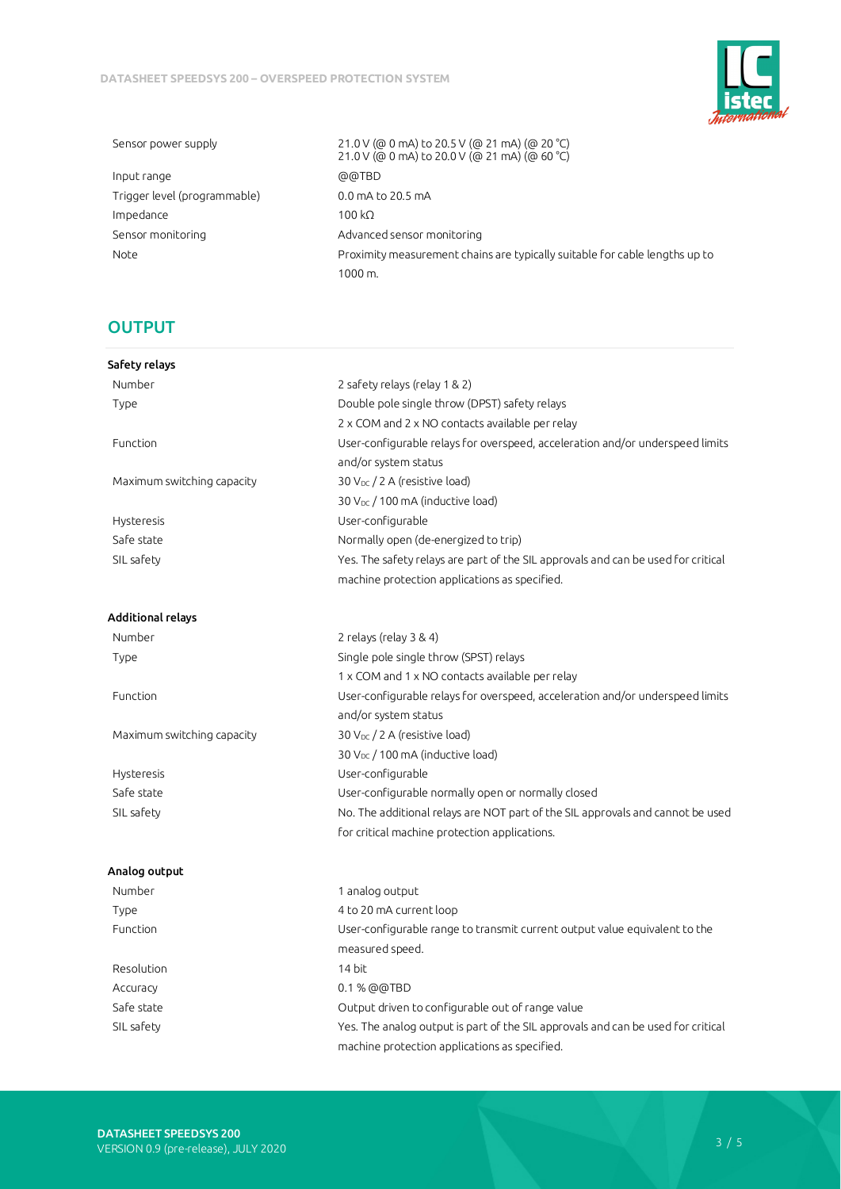| | |
|---|---|
| Sensor power supply | 21.0 V (@ 0 mA) to 20.5 V (@ 21 mA) (@ 20 °C)<br>21.0 V (@ 0 mA) to 20.0 V (@ 21 mA) (@ 60 °C) |
| Input range | @@TBD |
| Trigger level (programmable) | 0.0 mA to 20.5 mA |
| Impedance | 100 kΩ |
| Sensor monitoring | Advanced sensor monitoring |
| Note | Proximity measurement chains are typically suitable for cable lengths up to 1000 m. |

## OUTPUT

### Safety relays

| | |
|---|---|
| Number | 2 safety relays (relay 1 & 2) |
| Type | Double pole single throw (DPST) safety relays<br>2 x COM and 2 x NO contacts available per relay |
| Function | User-configurable relays for overspeed, acceleration and/or underspeed limits and/or system status |
| Maximum switching capacity | 30 $V_{DC}$ / 2 A (resistive load)<br>30 $V_{DC}$ / 100 mA (inductive load) |
| Hysteresis | User-configurable |
| Safe state | Normally open (de-energized to trip) |
| SIL safety | Yes. The safety relays are part of the SIL approvals and can be used for critical machine protection applications as specified. |

### Additional relays

| | |
|---|---|
| Number | 2 relays (relay 3 & 4) |
| Type | Single pole single throw (SPST) relays<br>1 x COM and 1 x NO contacts available per relay |
| Function | User-configurable relays for overspeed, acceleration and/or underspeed limits and/or system status |
| Maximum switching capacity | 30 $V_{DC}$ / 2 A (resistive load)<br>30 $V_{DC}$ / 100 mA (inductive load) |
| Hysteresis | User-configurable |
| Safe state | User-configurable normally open or normally closed |
| SIL safety | No. The additional relays are NOT part of the SIL approvals and cannot be used for critical machine protection applications. |

### Analog output

| | |
|---|---|
| Number | 1 analog output |
| Type | 4 to 20 mA current loop |
| Function | User-configurable range to transmit current output value equivalent to the measured speed. |
| Resolution | 14 bit |
| Accuracy | 0.1 % @@TBD |
| Safe state | Output driven to configurable out of range value |
| SIL safety | Yes. The analog output is part of the SIL approvals and can be used for critical machine protection applications as specified. |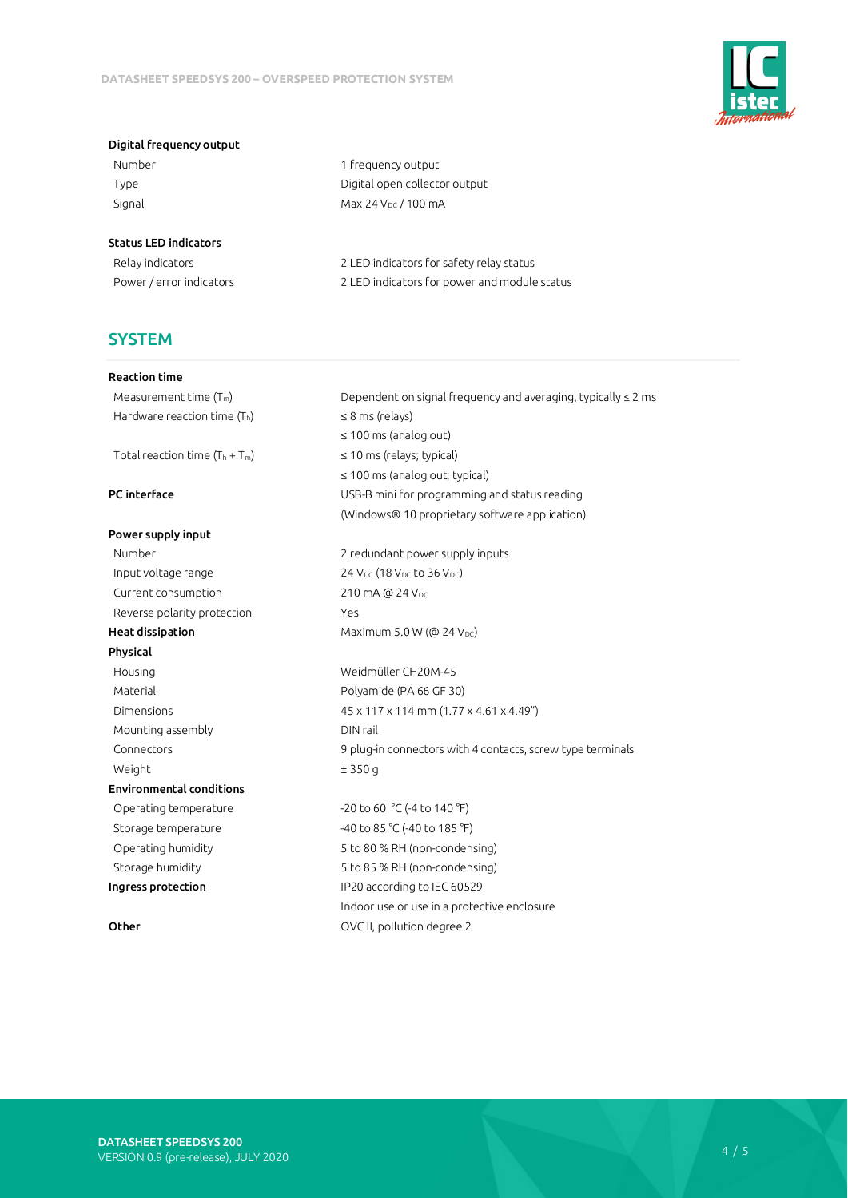**Digital frequency output**

| | |
|---|---|
| Number | 1 frequency output |
| Type | Digital open collector output |
| Signal | Max 24 $V_{DC}$ / 100 mA |

**Status LED indicators**

| | |
|---|---|
| Relay indicators | 2 LED indicators for safety relay status |
| Power / error indicators | 2 LED indicators for power and module status |

## SYSTEM

| | |
|---|---|
| **Reaction time** | |
| Measurement time ($T_m$) | Dependent on signal frequency and averaging, typically ≤ 2 ms |
| Hardware reaction time ($T_h$) | ≤ 8 ms (relays) |
| | ≤ 100 ms (analog out) |
| Total reaction time ($T_h + T_m$) | ≤ 10 ms (relays; typical) |
| | ≤ 100 ms (analog out; typical) |
| **PC interface** | USB-B mini for programming and status reading |
| | (Windows® 10 proprietary software application) |
| **Power supply input** | |
| Number | 2 redundant power supply inputs |
| Input voltage range | 24 $V_{DC}$ (18 $V_{DC}$ to 36 $V_{DC}$) |
| Current consumption | 210 mA @ 24 $V_{DC}$ |
| Reverse polarity protection | Yes |
| **Heat dissipation** | Maximum 5.0 W (@ 24 $V_{DC}$) |
| **Physical** | |
| Housing | Weidmüller CH20M-45 |
| Material | Polyamide (PA 66 GF 30) |
| Dimensions | 45 x 117 x 114 mm (1.77 x 4.61 x 4.49") |
| Mounting assembly | DIN rail |
| Connectors | 9 plug-in connectors with 4 contacts, screw type terminals |
| Weight | ± 350 g |
| **Environmental conditions** | |
| Operating temperature | -20 to 60 °C (-4 to 140 °F) |
| Storage temperature | -40 to 85 °C (-40 to 185 °F) |
| Operating humidity | 5 to 80 % RH (non-condensing) |
| Storage humidity | 5 to 85 % RH (non-condensing) |
| **Ingress protection** | IP20 according to IEC 60529 |
| | Indoor use or use in a protective enclosure |
| **Other** | OVC II, pollution degree 2 |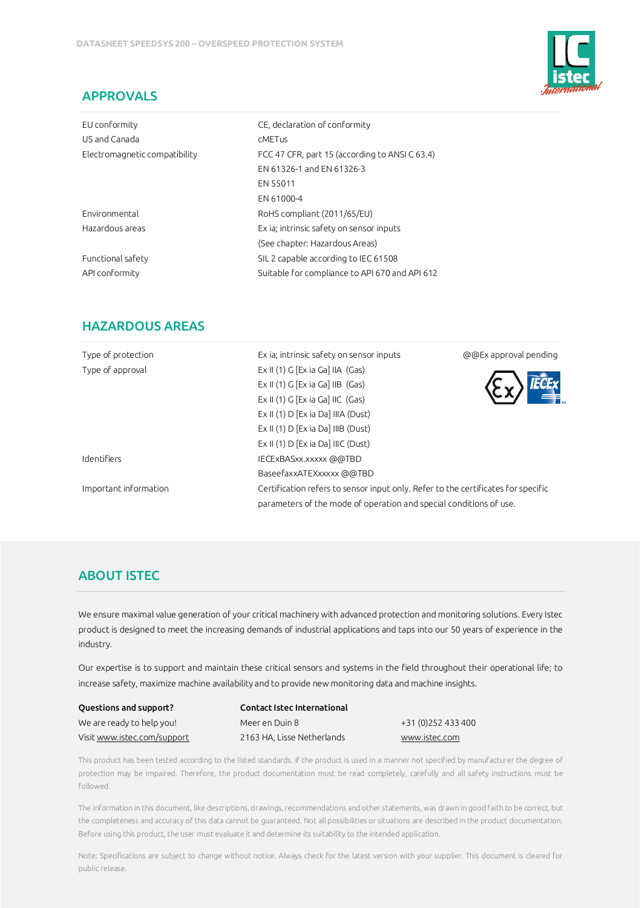## APPROVALS

| | |
|---|---|
| EU conformity | CE, declaration of conformity |
| US and Canada | cMETus |
| Electromagnetic compatibility | FCC 47 CFR, part 15 (according to ANSI C 63.4) |
| | EN 61326-1 and EN 61326-3 |
| | EN 55011 |
| | EN 61000-4 |
| Environmental | RoHS compliant (2011/65/EU) |
| Hazardous areas | Ex ia; intrinsic safety on sensor inputs |
| | (See chapter: Hazardous Areas) |
| Functional safety | SIL 2 capable according to IEC 61508 |
| API conformity | Suitable for compliance to API 670 and API 612 |

## HAZARDOUS AREAS

| | | |
|---|---|---|
| Type of protection | Ex ia; intrinsic safety on sensor inputs | @@Ex approval pending |
| Type of approval | Ex II (1) G [Ex ia Ga] IIA (Gas) | |
| | Ex II (1) G [Ex ia Ga] IIB (Gas) | |
| | Ex II (1) G [Ex ia Ga] IIC (Gas) | |
| | Ex II (1) D [Ex ia Da] IIIA (Dust) | |
| | Ex II (1) D [Ex ia Da] IIIB (Dust) | |
| | Ex II (1) D [Ex ia Da] IIIC (Dust) | |
| Identifiers | IECExBASxx.xxxxx @@TBD | |
| | BaseefaxxATEXxxxxx @@TBD | |
| Important information | Certification refers to sensor input only. Refer to the certificates for specific parameters of the mode of operation and special conditions of use. | |

## ABOUT ISTEC

We ensure maximal value generation of your critical machinery with advanced protection and monitoring solutions. Every Istec product is designed to meet the increasing demands of industrial applications and taps into our 50 years of experience in the industry.

Our expertise is to support and maintain these critical sensors and systems in the field throughout their operational life; to increase safety, maximize machine availability and to provide new monitoring data and machine insights.

**Questions and support?**
We are ready to help you!
Visit www.istec.com/support

**Contact Istec International**
Meer en Duin 8
2163 HA, Lisse Netherlands

+31 (0)252 433 400
www.istec.com

This product has been tested according to the listed standards. If the product is used in a manner not specified by manufacturer the degree of protection may be impaired. Therefore, the product documentation must be read completely, carefully and all safety instructions must be followed.

The information in this document, like descriptions, drawings, recommendations and other statements, was drawn in good faith to be correct, but the completeness and accuracy of this data cannot be guaranteed. Not all possibilities or situations are described in the product documentation. Before using this product, the user must evaluate it and determine its suitability to the intended application.

Note: Specifications are subject to change without notice. Always check for the latest version with your supplier. This document is cleared for public release.